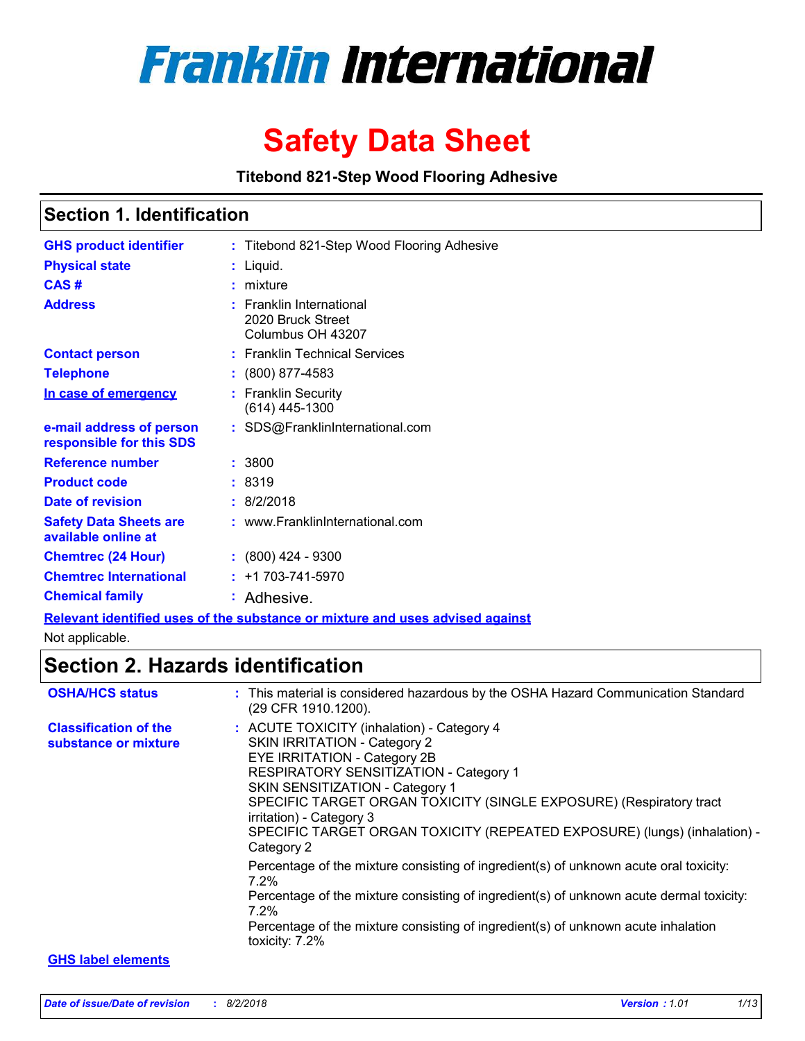# Franklin International

# Safety Data Sheet

**Titebond 821-Step Wood Flooring Adhesive**

## Section 1. Identification

| | | |
|---|---|---|
| **GHS product identifier** | : | Titebond 821-Step Wood Flooring Adhesive |
| **Physical state** | : | Liquid. |
| **CAS #** | : | mixture |
| **Address** | : | Franklin International<br>2020 Bruck Street<br>Columbus OH 43207 |
| **Contact person** | : | Franklin Technical Services |
| **Telephone** | : | (800) 877-4583 |
| **In case of emergency** | : | Franklin Security<br>(614) 445-1300 |
| **e-mail address of person responsible for this SDS** | : | SDS@FranklinInternational.com |
| **Reference number** | : | 3800 |
| **Product code** | : | 8319 |
| **Date of revision** | : | 8/2/2018 |
| **Safety Data Sheets are available online at** | : | www.FranklinInternational.com |
| **Chemtrec (24 Hour)** | : | (800) 424 - 9300 |
| **Chemtrec International** | : | +1 703-741-5970 |
| **Chemical family** | : | Adhesive. |

**Relevant identified uses of the substance or mixture and uses advised against**

Not applicable.

## Section 2. Hazards identification

**OSHA/HCS status** : This material is considered hazardous by the OSHA Hazard Communication Standard (29 CFR 1910.1200).

**Classification of the substance or mixture** :
ACUTE TOXICITY (inhalation) - Category 4
SKIN IRRITATION - Category 2
EYE IRRITATION - Category 2B
RESPIRATORY SENSITIZATION - Category 1
SKIN SENSITIZATION - Category 1
SPECIFIC TARGET ORGAN TOXICITY (SINGLE EXPOSURE) (Respiratory tract irritation) - Category 3
SPECIFIC TARGET ORGAN TOXICITY (REPEATED EXPOSURE) (lungs) (inhalation) - Category 2

Percentage of the mixture consisting of ingredient(s) of unknown acute oral toxicity: 7.2%
Percentage of the mixture consisting of ingredient(s) of unknown acute dermal toxicity: 7.2%
Percentage of the mixture consisting of ingredient(s) of unknown acute inhalation toxicity: 7.2%

**GHS label elements**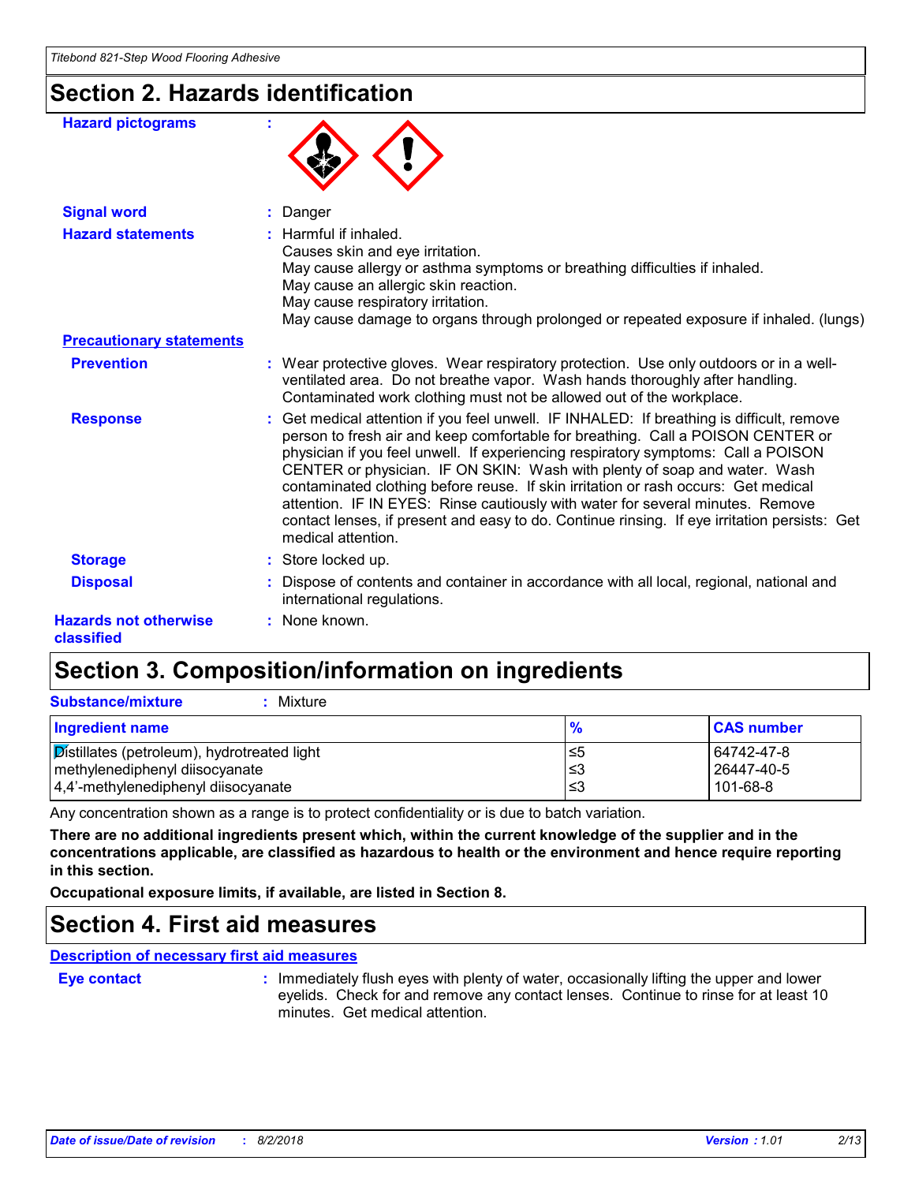## Section 2. Hazards identification

**Hazard pictograms** :

**Signal word** : Danger

**Hazard statements** : Harmful if inhaled.
Causes skin and eye irritation.
May cause allergy or asthma symptoms or breathing difficulties if inhaled.
May cause an allergic skin reaction.
May cause respiratory irritation.
May cause damage to organs through prolonged or repeated exposure if inhaled. (lungs)

**Precautionary statements**

**Prevention** : Wear protective gloves. Wear respiratory protection. Use only outdoors or in a well-ventilated area. Do not breathe vapor. Wash hands thoroughly after handling. Contaminated work clothing must not be allowed out of the workplace.

**Response** : Get medical attention if you feel unwell. IF INHALED: If breathing is difficult, remove person to fresh air and keep comfortable for breathing. Call a POISON CENTER or physician if you feel unwell. If experiencing respiratory symptoms: Call a POISON CENTER or physician. IF ON SKIN: Wash with plenty of soap and water. Wash contaminated clothing before reuse. If skin irritation or rash occurs: Get medical attention. IF IN EYES: Rinse cautiously with water for several minutes. Remove contact lenses, if present and easy to do. Continue rinsing. If eye irritation persists: Get medical attention.

**Storage** : Store locked up.

**Disposal** : Dispose of contents and container in accordance with all local, regional, national and international regulations.

**Hazards not otherwise classified** : None known.

## Section 3. Composition/information on ingredients

**Substance/mixture** : Mixture

| Ingredient name | % | CAS number |
|---|---|---|
| Distillates (petroleum), hydrotreated light | ≤5 | 64742-47-8 |
| methylenediphenyl diisocyanate | ≤3 | 26447-40-5 |
| 4,4'-methylenediphenyl diisocyanate | ≤3 | 101-68-8 |

Any concentration shown as a range is to protect confidentiality or is due to batch variation.

**There are no additional ingredients present which, within the current knowledge of the supplier and in the concentrations applicable, are classified as hazardous to health or the environment and hence require reporting in this section.**

**Occupational exposure limits, if available, are listed in Section 8.**

## Section 4. First aid measures

**Description of necessary first aid measures**

**Eye contact** : Immediately flush eyes with plenty of water, occasionally lifting the upper and lower eyelids. Check for and remove any contact lenses. Continue to rinse for at least 10 minutes. Get medical attention.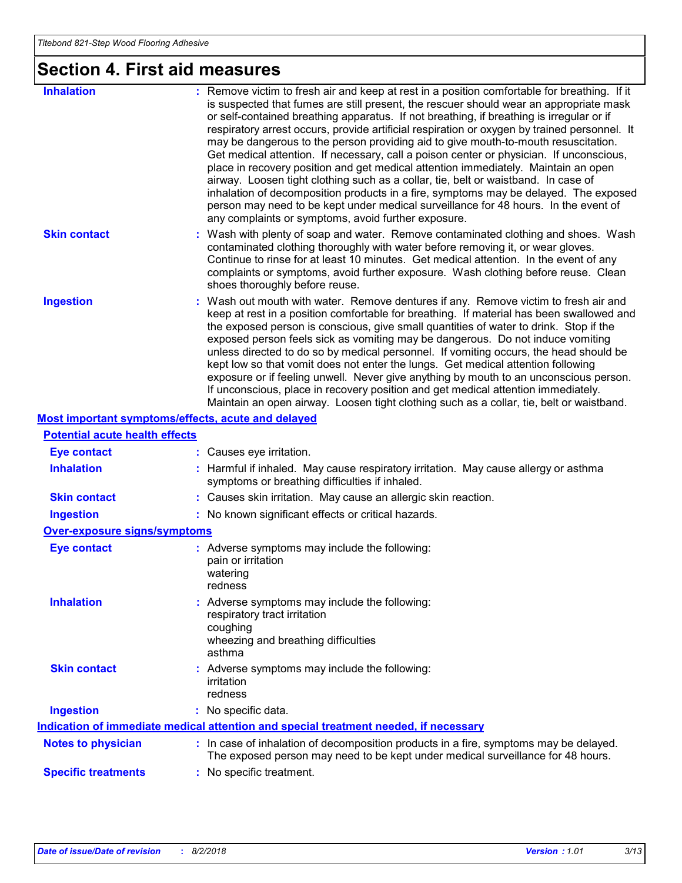# Section 4. First aid measures

| | |
|---|---|
| **Inhalation** | Remove victim to fresh air and keep at rest in a position comfortable for breathing. If it is suspected that fumes are still present, the rescuer should wear an appropriate mask or self-contained breathing apparatus. If not breathing, if breathing is irregular or if respiratory arrest occurs, provide artificial respiration or oxygen by trained personnel. It may be dangerous to the person providing aid to give mouth-to-mouth resuscitation. Get medical attention. If necessary, call a poison center or physician. If unconscious, place in recovery position and get medical attention immediately. Maintain an open airway. Loosen tight clothing such as a collar, tie, belt or waistband. In case of inhalation of decomposition products in a fire, symptoms may be delayed. The exposed person may need to be kept under medical surveillance for 48 hours. In the event of any complaints or symptoms, avoid further exposure. |
| **Skin contact** | Wash with plenty of soap and water. Remove contaminated clothing and shoes. Wash contaminated clothing thoroughly with water before removing it, or wear gloves. Continue to rinse for at least 10 minutes. Get medical attention. In the event of any complaints or symptoms, avoid further exposure. Wash clothing before reuse. Clean shoes thoroughly before reuse. |
| **Ingestion** | Wash out mouth with water. Remove dentures if any. Remove victim to fresh air and keep at rest in a position comfortable for breathing. If material has been swallowed and the exposed person is conscious, give small quantities of water to drink. Stop if the exposed person feels sick as vomiting may be dangerous. Do not induce vomiting unless directed to do so by medical personnel. If vomiting occurs, the head should be kept low so that vomit does not enter the lungs. Get medical attention following exposure or if feeling unwell. Never give anything by mouth to an unconscious person. If unconscious, place in recovery position and get medical attention immediately. Maintain an open airway. Loosen tight clothing such as a collar, tie, belt or waistband. |

## Most important symptoms/effects, acute and delayed

### Potential acute health effects

| | |
|---|---|
| **Eye contact** | Causes eye irritation. |
| **Inhalation** | Harmful if inhaled. May cause respiratory irritation. May cause allergy or asthma symptoms or breathing difficulties if inhaled. |
| **Skin contact** | Causes skin irritation. May cause an allergic skin reaction. |
| **Ingestion** | No known significant effects or critical hazards. |

### Over-exposure signs/symptoms

| | |
|---|---|
| **Eye contact** | Adverse symptoms may include the following:<br>pain or irritation<br>watering<br>redness |
| **Inhalation** | Adverse symptoms may include the following:<br>respiratory tract irritation<br>coughing<br>wheezing and breathing difficulties<br>asthma |
| **Skin contact** | Adverse symptoms may include the following:<br>irritation<br>redness |
| **Ingestion** | No specific data. |

## Indication of immediate medical attention and special treatment needed, if necessary

| | |
|---|---|
| **Notes to physician** | In case of inhalation of decomposition products in a fire, symptoms may be delayed. The exposed person may need to be kept under medical surveillance for 48 hours. |
| **Specific treatments** | No specific treatment. |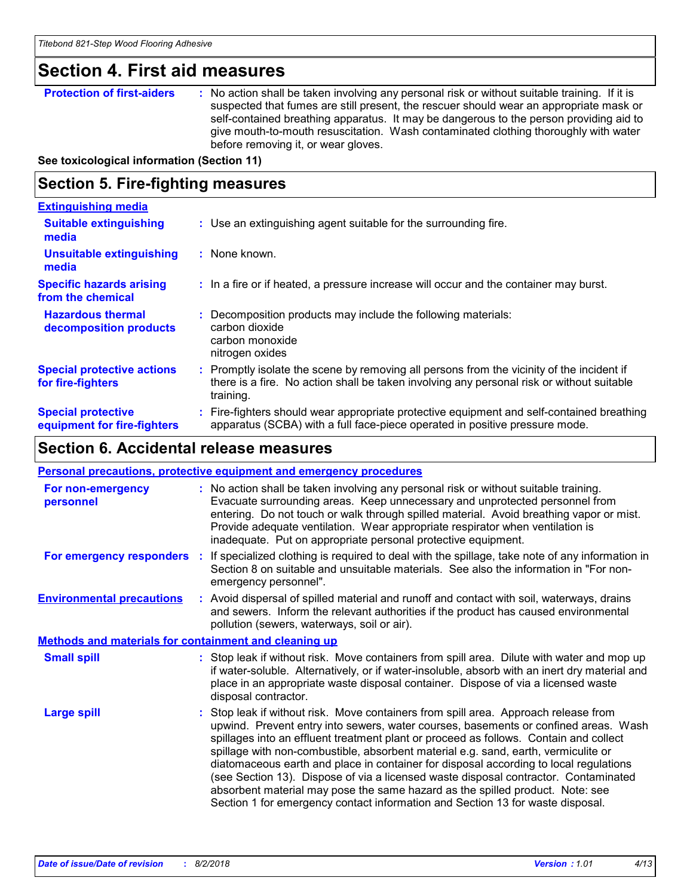# Section 4. First aid measures

**Protection of first-aiders** : No action shall be taken involving any personal risk or without suitable training. If it is suspected that fumes are still present, the rescuer should wear an appropriate mask or self-contained breathing apparatus. It may be dangerous to the person providing aid to give mouth-to-mouth resuscitation. Wash contaminated clothing thoroughly with water before removing it, or wear gloves.

**See toxicological information (Section 11)**

# Section 5. Fire-fighting measures

## Extinguishing media

**Suitable extinguishing media** : Use an extinguishing agent suitable for the surrounding fire.

**Unsuitable extinguishing media** : None known.

**Specific hazards arising from the chemical** : In a fire or if heated, a pressure increase will occur and the container may burst.

**Hazardous thermal decomposition products** : Decomposition products may include the following materials:
carbon dioxide
carbon monoxide
nitrogen oxides

**Special protective actions for fire-fighters** : Promptly isolate the scene by removing all persons from the vicinity of the incident if there is a fire. No action shall be taken involving any personal risk or without suitable training.

**Special protective equipment for fire-fighters** : Fire-fighters should wear appropriate protective equipment and self-contained breathing apparatus (SCBA) with a full face-piece operated in positive pressure mode.

# Section 6. Accidental release measures

## Personal precautions, protective equipment and emergency procedures

**For non-emergency personnel** : No action shall be taken involving any personal risk or without suitable training. Evacuate surrounding areas. Keep unnecessary and unprotected personnel from entering. Do not touch or walk through spilled material. Avoid breathing vapor or mist. Provide adequate ventilation. Wear appropriate respirator when ventilation is inadequate. Put on appropriate personal protective equipment.

**For emergency responders** : If specialized clothing is required to deal with the spillage, take note of any information in Section 8 on suitable and unsuitable materials. See also the information in "For non-emergency personnel".

**Environmental precautions** : Avoid dispersal of spilled material and runoff and contact with soil, waterways, drains and sewers. Inform the relevant authorities if the product has caused environmental pollution (sewers, waterways, soil or air).

## Methods and materials for containment and cleaning up

**Small spill** : Stop leak if without risk. Move containers from spill area. Dilute with water and mop up if water-soluble. Alternatively, or if water-insoluble, absorb with an inert dry material and place in an appropriate waste disposal container. Dispose of via a licensed waste disposal contractor.

**Large spill** : Stop leak if without risk. Move containers from spill area. Approach release from upwind. Prevent entry into sewers, water courses, basements or confined areas. Wash spillages into an effluent treatment plant or proceed as follows. Contain and collect spillage with non-combustible, absorbent material e.g. sand, earth, vermiculite or diatomaceous earth and place in container for disposal according to local regulations (see Section 13). Dispose of via a licensed waste disposal contractor. Contaminated absorbent material may pose the same hazard as the spilled product. Note: see Section 1 for emergency contact information and Section 13 for waste disposal.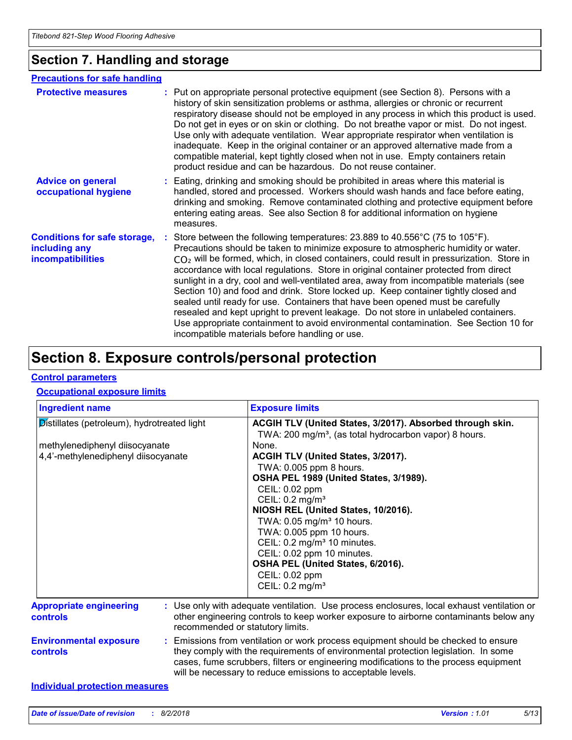## Section 7. Handling and storage

### Precautions for safe handling

**Protective measures** : Put on appropriate personal protective equipment (see Section 8). Persons with a history of skin sensitization problems or asthma, allergies or chronic or recurrent respiratory disease should not be employed in any process in which this product is used. Do not get in eyes or on skin or clothing. Do not breathe vapor or mist. Do not ingest. Use only with adequate ventilation. Wear appropriate respirator when ventilation is inadequate. Keep in the original container or an approved alternative made from a compatible material, kept tightly closed when not in use. Empty containers retain product residue and can be hazardous. Do not reuse container.

**Advice on general occupational hygiene** : Eating, drinking and smoking should be prohibited in areas where this material is handled, stored and processed. Workers should wash hands and face before eating, drinking and smoking. Remove contaminated clothing and protective equipment before entering eating areas. See also Section 8 for additional information on hygiene measures.

**Conditions for safe storage, including any incompatibilities** : Store between the following temperatures: 23.889 to 40.556°C (75 to 105°F). Precautions should be taken to minimize exposure to atmospheric humidity or water. $CO_2$ will be formed, which, in closed containers, could result in pressurization. Store in accordance with local regulations. Store in original container protected from direct sunlight in a dry, cool and well-ventilated area, away from incompatible materials (see Section 10) and food and drink. Store locked up. Keep container tightly closed and sealed until ready for use. Containers that have been opened must be carefully resealed and kept upright to prevent leakage. Do not store in unlabeled containers. Use appropriate containment to avoid environmental contamination. See Section 10 for incompatible materials before handling or use.

## Section 8. Exposure controls/personal protection

### Control parameters

#### Occupational exposure limits

| Ingredient name | Exposure limits |
|---|---|
| Distillates (petroleum), hydrotreated light | **ACGIH TLV (United States, 3/2017). Absorbed through skin.**<br>TWA: 200 mg/m³, (as total hydrocarbon vapor) 8 hours. |
| methylenediphenyl diisocyanate | None. |
| 4,4'-methylenediphenyl diisocyanate | **ACGIH TLV (United States, 3/2017).**<br>TWA: 0.005 ppm 8 hours.<br>**OSHA PEL 1989 (United States, 3/1989).**<br>CEIL: 0.02 ppm<br>CEIL: 0.2 mg/m³<br>**NIOSH REL (United States, 10/2016).**<br>TWA: 0.05 mg/m³ 10 hours.<br>TWA: 0.005 ppm 10 hours.<br>CEIL: 0.2 mg/m³ 10 minutes.<br>CEIL: 0.02 ppm 10 minutes.<br>**OSHA PEL (United States, 6/2016).**<br>CEIL: 0.02 ppm<br>CEIL: 0.2 mg/m³ |

**Appropriate engineering controls** : Use only with adequate ventilation. Use process enclosures, local exhaust ventilation or other engineering controls to keep worker exposure to airborne contaminants below any recommended or statutory limits.

**Environmental exposure controls** : Emissions from ventilation or work process equipment should be checked to ensure they comply with the requirements of environmental protection legislation. In some cases, fume scrubbers, filters or engineering modifications to the process equipment will be necessary to reduce emissions to acceptable levels.

### Individual protection measures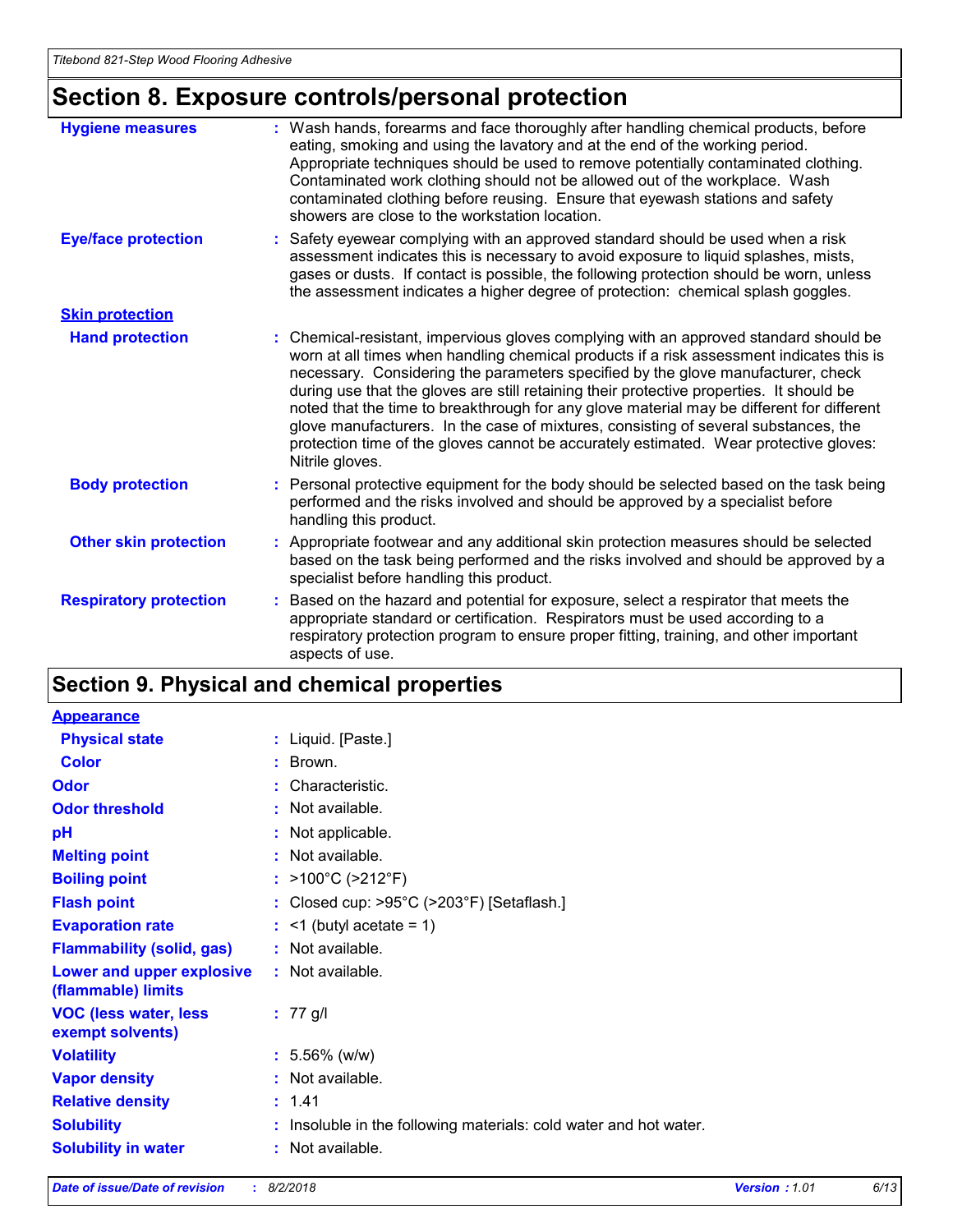## Section 8. Exposure controls/personal protection

**Hygiene measures** : Wash hands, forearms and face thoroughly after handling chemical products, before eating, smoking and using the lavatory and at the end of the working period. Appropriate techniques should be used to remove potentially contaminated clothing. Contaminated work clothing should not be allowed out of the workplace. Wash contaminated clothing before reusing. Ensure that eyewash stations and safety showers are close to the workstation location.

**Eye/face protection** : Safety eyewear complying with an approved standard should be used when a risk assessment indicates this is necessary to avoid exposure to liquid splashes, mists, gases or dusts. If contact is possible, the following protection should be worn, unless the assessment indicates a higher degree of protection: chemical splash goggles.

**Skin protection**

**Hand protection** : Chemical-resistant, impervious gloves complying with an approved standard should be worn at all times when handling chemical products if a risk assessment indicates this is necessary. Considering the parameters specified by the glove manufacturer, check during use that the gloves are still retaining their protective properties. It should be noted that the time to breakthrough for any glove material may be different for different glove manufacturers. In the case of mixtures, consisting of several substances, the protection time of the gloves cannot be accurately estimated. Wear protective gloves: Nitrile gloves.

**Body protection** : Personal protective equipment for the body should be selected based on the task being performed and the risks involved and should be approved by a specialist before handling this product.

**Other skin protection** : Appropriate footwear and any additional skin protection measures should be selected based on the task being performed and the risks involved and should be approved by a specialist before handling this product.

**Respiratory protection** : Based on the hazard and potential for exposure, select a respirator that meets the appropriate standard or certification. Respirators must be used according to a respiratory protection program to ensure proper fitting, training, and other important aspects of use.

## Section 9. Physical and chemical properties

**Appearance**

**Physical state** : Liquid. [Paste.]

**Color** : Brown.

**Odor** : Characteristic.

**Odor threshold** : Not available.

**pH** : Not applicable.

**Melting point** : Not available.

**Boiling point** : >100°C (>212°F)

**Flash point** : Closed cup: >95°C (>203°F) [Setaflash.]

**Evaporation rate** : <1 (butyl acetate = 1)

**Flammability (solid, gas)** : Not available.

**Lower and upper explosive (flammable) limits** : Not available.

**VOC (less water, less exempt solvents)** : 77 g/l

**Volatility** : 5.56% (w/w)

**Vapor density** : Not available.

**Relative density** : 1.41

**Solubility** : Insoluble in the following materials: cold water and hot water.

**Solubility in water** : Not available.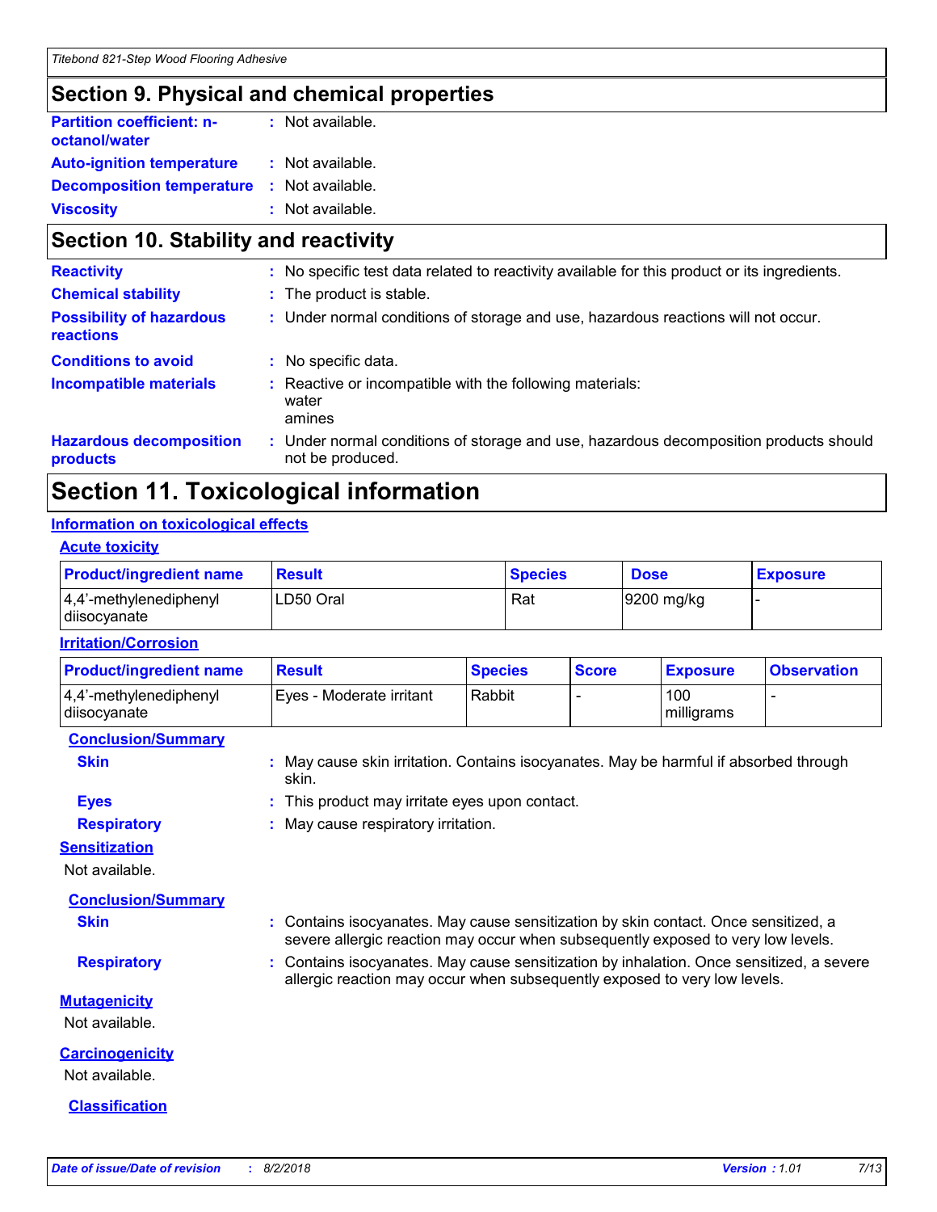## Section 9. Physical and chemical properties

**Partition coefficient: n-octanol/water** : Not available.

**Auto-ignition temperature** : Not available.

**Decomposition temperature** : Not available.

**Viscosity** : Not available.

## Section 10. Stability and reactivity

**Reactivity** : No specific test data related to reactivity available for this product or its ingredients.

**Chemical stability** : The product is stable.

**Possibility of hazardous reactions** : Under normal conditions of storage and use, hazardous reactions will not occur.

**Conditions to avoid** : No specific data.

**Incompatible materials** : Reactive or incompatible with the following materials:
water
amines

**Hazardous decomposition products** : Under normal conditions of storage and use, hazardous decomposition products should not be produced.

## Section 11. Toxicological information

### Information on toxicological effects

#### Acute toxicity

| Product/ingredient name | Result | Species | Dose | Exposure |
|---|---|---|---|---|
| 4,4'-methylenediphenyl diisocyanate | LD50 Oral | Rat | 9200 mg/kg | - |

#### Irritation/Corrosion

| Product/ingredient name | Result | Species | Score | Exposure | Observation |
|---|---|---|---|---|---|
| 4,4'-methylenediphenyl diisocyanate | Eyes - Moderate irritant | Rabbit | - | 100 milligrams | - |

**Conclusion/Summary**

**Skin** : May cause skin irritation. Contains isocyanates. May be harmful if absorbed through skin.

**Eyes** : This product may irritate eyes upon contact.

**Respiratory** : May cause respiratory irritation.

#### Sensitization

Not available.

**Conclusion/Summary**

**Skin** : Contains isocyanates. May cause sensitization by skin contact. Once sensitized, a severe allergic reaction may occur when subsequently exposed to very low levels.

**Respiratory** : Contains isocyanates. May cause sensitization by inhalation. Once sensitized, a severe allergic reaction may occur when subsequently exposed to very low levels.

#### Mutagenicity

Not available.

#### Carcinogenicity

Not available.

**Classification**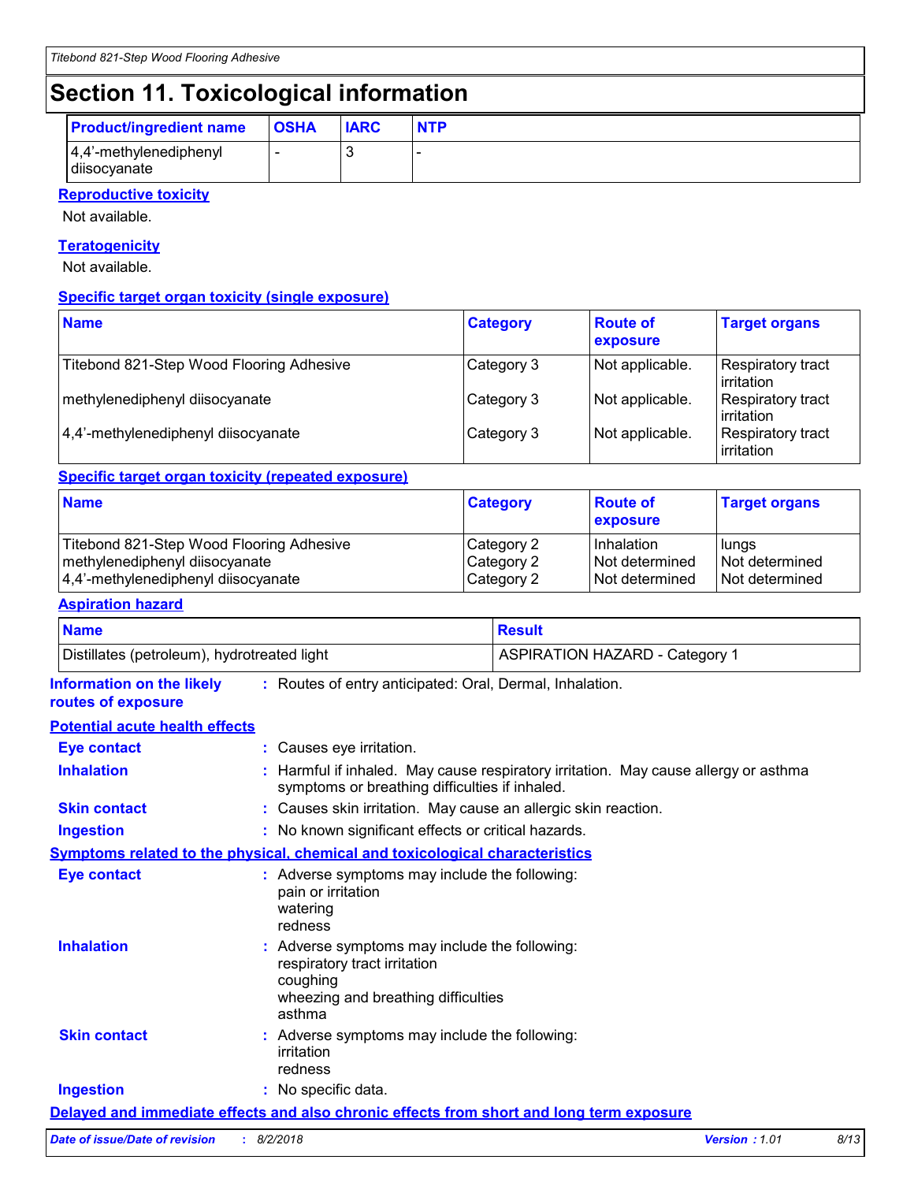# Section 11. Toxicological information

| Product/ingredient name | OSHA | IARC | NTP |
|---|---|---|---|
| 4,4'-methylenediphenyl diisocyanate | - | 3 | - |

**Reproductive toxicity**

Not available.

**Teratogenicity**

Not available.

**Specific target organ toxicity (single exposure)**

| Name | Category | Route of exposure | Target organs |
|---|---|---|---|
| Titebond 821-Step Wood Flooring Adhesive | Category 3 | Not applicable. | Respiratory tract irritation |
| methylenediphenyl diisocyanate | Category 3 | Not applicable. | Respiratory tract irritation |
| 4,4'-methylenediphenyl diisocyanate | Category 3 | Not applicable. | Respiratory tract irritation |

**Specific target organ toxicity (repeated exposure)**

| Name | Category | Route of exposure | Target organs |
|---|---|---|---|
| Titebond 821-Step Wood Flooring Adhesive | Category 2 | Inhalation | lungs |
| methylenediphenyl diisocyanate | Category 2 | Not determined | Not determined |
| 4,4'-methylenediphenyl diisocyanate | Category 2 | Not determined | Not determined |

**Aspiration hazard**

| Name | Result |
|---|---|
| Distillates (petroleum), hydrotreated light | ASPIRATION HAZARD - Category 1 |

**Information on the likely routes of exposure** : Routes of entry anticipated: Oral, Dermal, Inhalation.

**Potential acute health effects**

**Eye contact** : Causes eye irritation.

**Inhalation** : Harmful if inhaled. May cause respiratory irritation. May cause allergy or asthma symptoms or breathing difficulties if inhaled.

**Skin contact** : Causes skin irritation. May cause an allergic skin reaction.

**Ingestion** : No known significant effects or critical hazards.

**Symptoms related to the physical, chemical and toxicological characteristics**

**Eye contact** : Adverse symptoms may include the following:
pain or irritation
watering
redness

**Inhalation** : Adverse symptoms may include the following:
respiratory tract irritation
coughing
wheezing and breathing difficulties
asthma

**Skin contact** : Adverse symptoms may include the following:
irritation
redness

**Ingestion** : No specific data.

**Delayed and immediate effects and also chronic effects from short and long term exposure**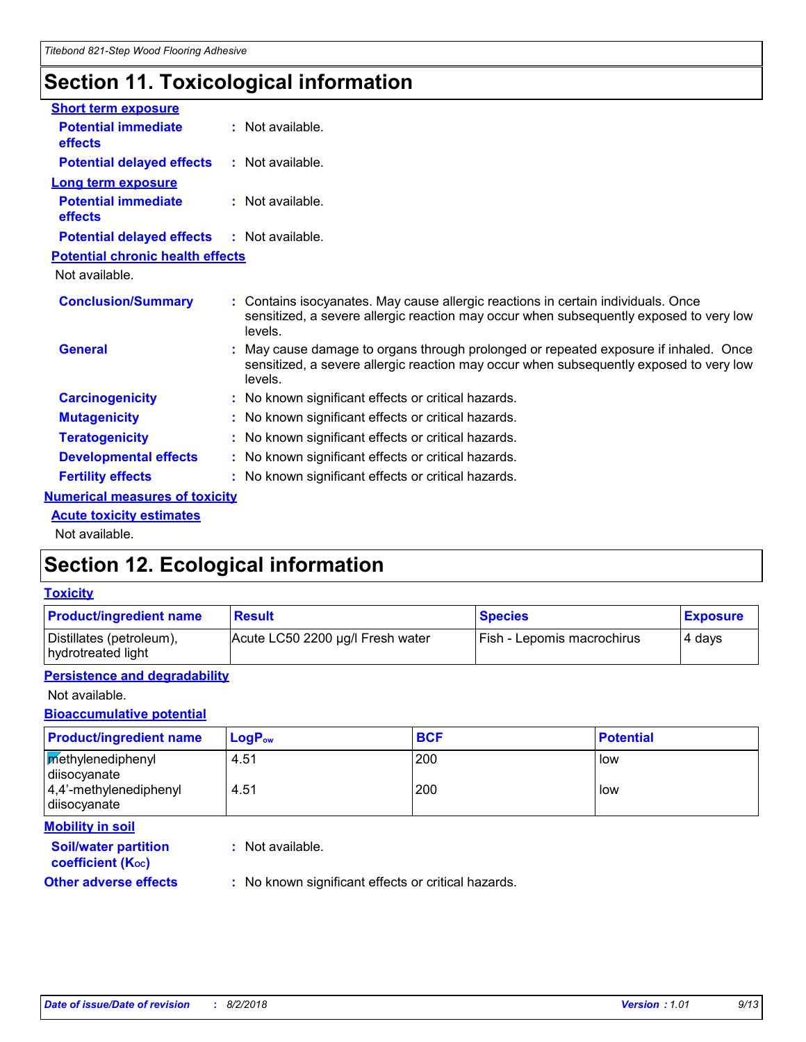# Section 11. Toxicological information

**Short term exposure**

**Potential immediate effects** : Not available.

**Potential delayed effects** : Not available.

**Long term exposure**

**Potential immediate effects** : Not available.

**Potential delayed effects** : Not available.

**Potential chronic health effects**

Not available.

**Conclusion/Summary** : Contains isocyanates. May cause allergic reactions in certain individuals. Once sensitized, a severe allergic reaction may occur when subsequently exposed to very low levels.

**General** : May cause damage to organs through prolonged or repeated exposure if inhaled. Once sensitized, a severe allergic reaction may occur when subsequently exposed to very low levels.

**Carcinogenicity** : No known significant effects or critical hazards.

**Mutagenicity** : No known significant effects or critical hazards.

**Teratogenicity** : No known significant effects or critical hazards.

**Developmental effects** : No known significant effects or critical hazards.

**Fertility effects** : No known significant effects or critical hazards.

**Numerical measures of toxicity**

**Acute toxicity estimates**

Not available.

# Section 12. Ecological information

**Toxicity**

| Product/ingredient name | Result | Species | Exposure |
|---|---|---|---|
| Distillates (petroleum), hydrotreated light | Acute LC50 2200 µg/l Fresh water | Fish - Lepomis macrochirus | 4 days |

**Persistence and degradability**

Not available.

**Bioaccumulative potential**

| Product/ingredient name | $LogP_{ow}$ | BCF | Potential |
|---|---|---|---|
| methylenediphenyl diisocyanate | 4.51 | 200 | low |
| 4,4'-methylenediphenyl diisocyanate | 4.51 | 200 | low |

**Mobility in soil**

**Soil/water partition coefficient ($K_{OC}$)** : Not available.

**Other adverse effects** : No known significant effects or critical hazards.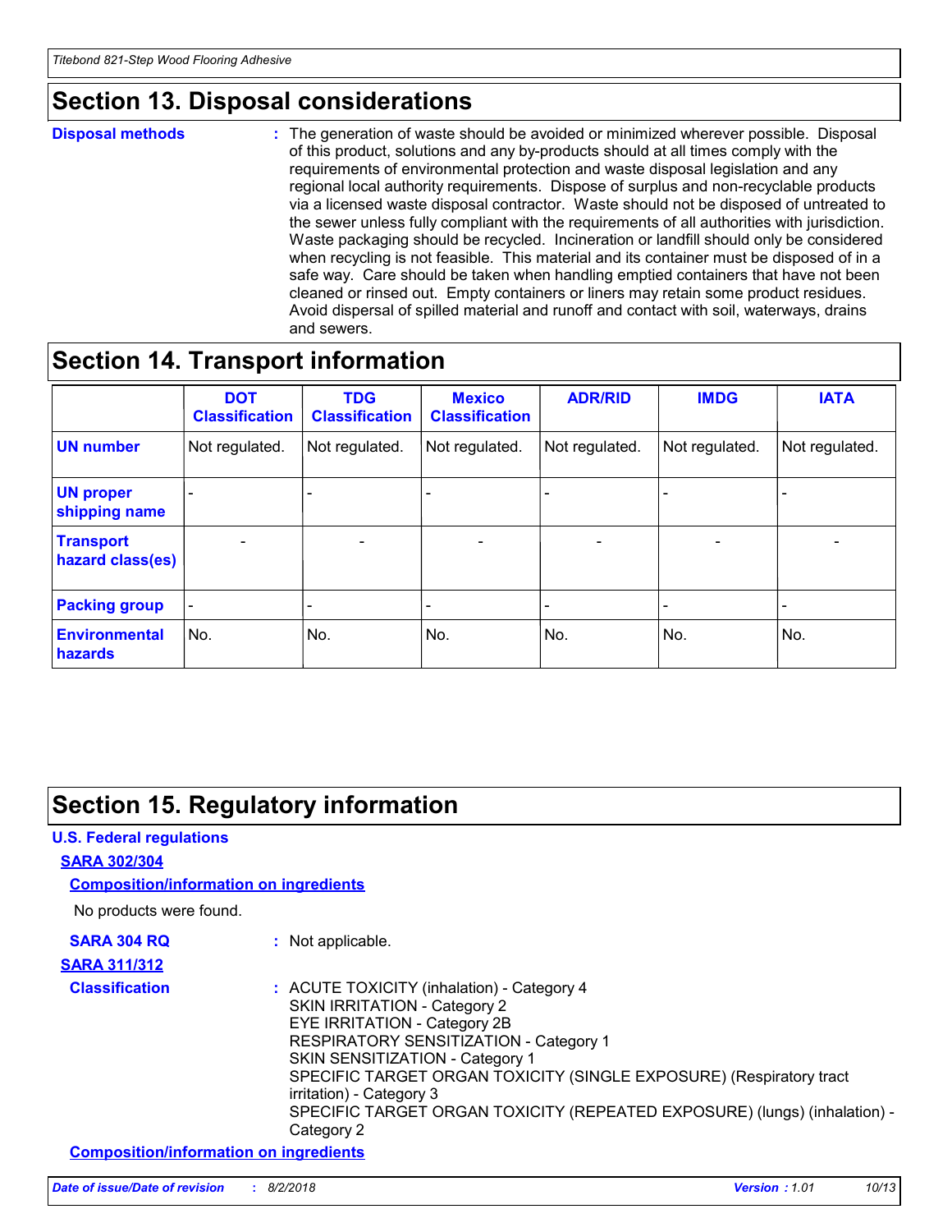# Section 13. Disposal considerations

**Disposal methods** : The generation of waste should be avoided or minimized wherever possible. Disposal of this product, solutions and any by-products should at all times comply with the requirements of environmental protection and waste disposal legislation and any regional local authority requirements. Dispose of surplus and non-recyclable products via a licensed waste disposal contractor. Waste should not be disposed of untreated to the sewer unless fully compliant with the requirements of all authorities with jurisdiction. Waste packaging should be recycled. Incineration or landfill should only be considered when recycling is not feasible. This material and its container must be disposed of in a safe way. Care should be taken when handling emptied containers that have not been cleaned or rinsed out. Empty containers or liners may retain some product residues. Avoid dispersal of spilled material and runoff and contact with soil, waterways, drains and sewers.

# Section 14. Transport information

| | DOT Classification | TDG Classification | Mexico Classification | ADR/RID | IMDG | IATA |
|---|---|---|---|---|---|---|
| **UN number** | Not regulated. | Not regulated. | Not regulated. | Not regulated. | Not regulated. | Not regulated. |
| **UN proper shipping name** | - | - | - | - | - | - |
| **Transport hazard class(es)** | - | - | - | - | - | - |
| **Packing group** | - | - | - | - | - | - |
| **Environmental hazards** | No. | No. | No. | No. | No. | No. |

# Section 15. Regulatory information

**U.S. Federal regulations**

**SARA 302/304**

**Composition/information on ingredients**

No products were found.

**SARA 304 RQ** : Not applicable.

**SARA 311/312**

**Classification** : ACUTE TOXICITY (inhalation) - Category 4
SKIN IRRITATION - Category 2
EYE IRRITATION - Category 2B
RESPIRATORY SENSITIZATION - Category 1
SKIN SENSITIZATION - Category 1
SPECIFIC TARGET ORGAN TOXICITY (SINGLE EXPOSURE) (Respiratory tract irritation) - Category 3
SPECIFIC TARGET ORGAN TOXICITY (REPEATED EXPOSURE) (lungs) (inhalation) - Category 2

**Composition/information on ingredients**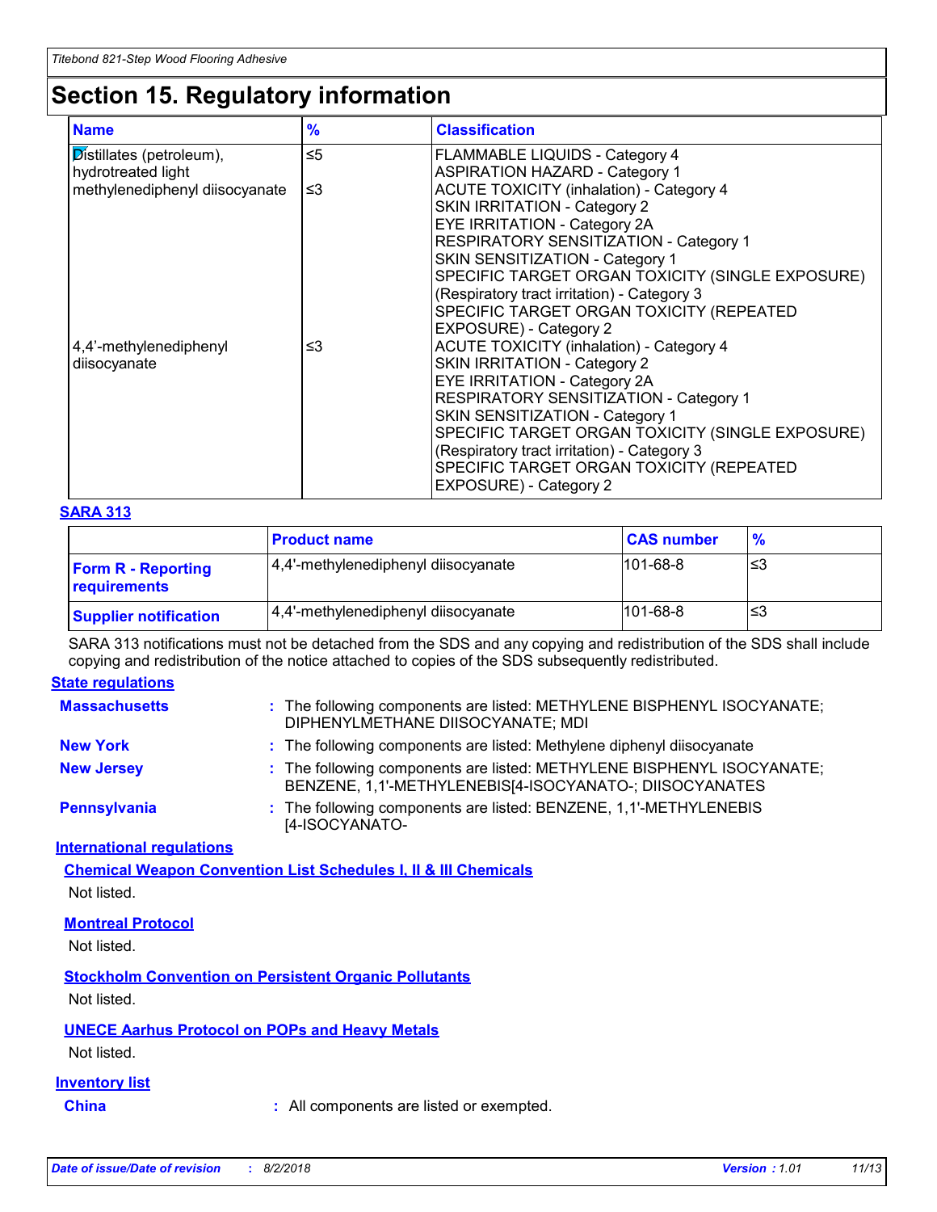# Section 15. Regulatory information

| Name | % | Classification |
| --- | --- | --- |
| Distillates (petroleum), hydrotreated light | ≤5 | FLAMMABLE LIQUIDS - Category 4<br>ASPIRATION HAZARD - Category 1 |
| methylenediphenyl diisocyanate | ≤3 | ACUTE TOXICITY (inhalation) - Category 4<br>SKIN IRRITATION - Category 2<br>EYE IRRITATION - Category 2A<br>RESPIRATORY SENSITIZATION - Category 1<br>SKIN SENSITIZATION - Category 1<br>SPECIFIC TARGET ORGAN TOXICITY (SINGLE EXPOSURE) (Respiratory tract irritation) - Category 3<br>SPECIFIC TARGET ORGAN TOXICITY (REPEATED EXPOSURE) - Category 2 |
| 4,4'-methylenediphenyl diisocyanate | ≤3 | ACUTE TOXICITY (inhalation) - Category 4<br>SKIN IRRITATION - Category 2<br>EYE IRRITATION - Category 2A<br>RESPIRATORY SENSITIZATION - Category 1<br>SKIN SENSITIZATION - Category 1<br>SPECIFIC TARGET ORGAN TOXICITY (SINGLE EXPOSURE) (Respiratory tract irritation) - Category 3<br>SPECIFIC TARGET ORGAN TOXICITY (REPEATED EXPOSURE) - Category 2 |

**SARA 313**

| | Product name | CAS number | % |
| --- | --- | --- | --- |
| **Form R - Reporting requirements** | 4,4'-methylenediphenyl diisocyanate | 101-68-8 | ≤3 |
| **Supplier notification** | 4,4'-methylenediphenyl diisocyanate | 101-68-8 | ≤3 |

SARA 313 notifications must not be detached from the SDS and any copying and redistribution of the SDS shall include copying and redistribution of the notice attached to copies of the SDS subsequently redistributed.

**State regulations**

**Massachusetts** : The following components are listed: METHYLENE BISPHENYL ISOCYANATE; DIPHENYLMETHANE DIISOCYANATE; MDI

**New York** : The following components are listed: Methylene diphenyl diisocyanate

**New Jersey** : The following components are listed: METHYLENE BISPHENYL ISOCYANATE; BENZENE, 1,1'-METHYLENEBIS[4-ISOCYANATO-; DIISOCYANATES

**Pennsylvania** : The following components are listed: BENZENE, 1,1'-METHYLENEBIS [4-ISOCYANATO-

**International regulations**

**Chemical Weapon Convention List Schedules I, II & III Chemicals**

Not listed.

**Montreal Protocol**

Not listed.

**Stockholm Convention on Persistent Organic Pollutants**

Not listed.

**UNECE Aarhus Protocol on POPs and Heavy Metals**

Not listed.

**Inventory list**

**China** : All components are listed or exempted.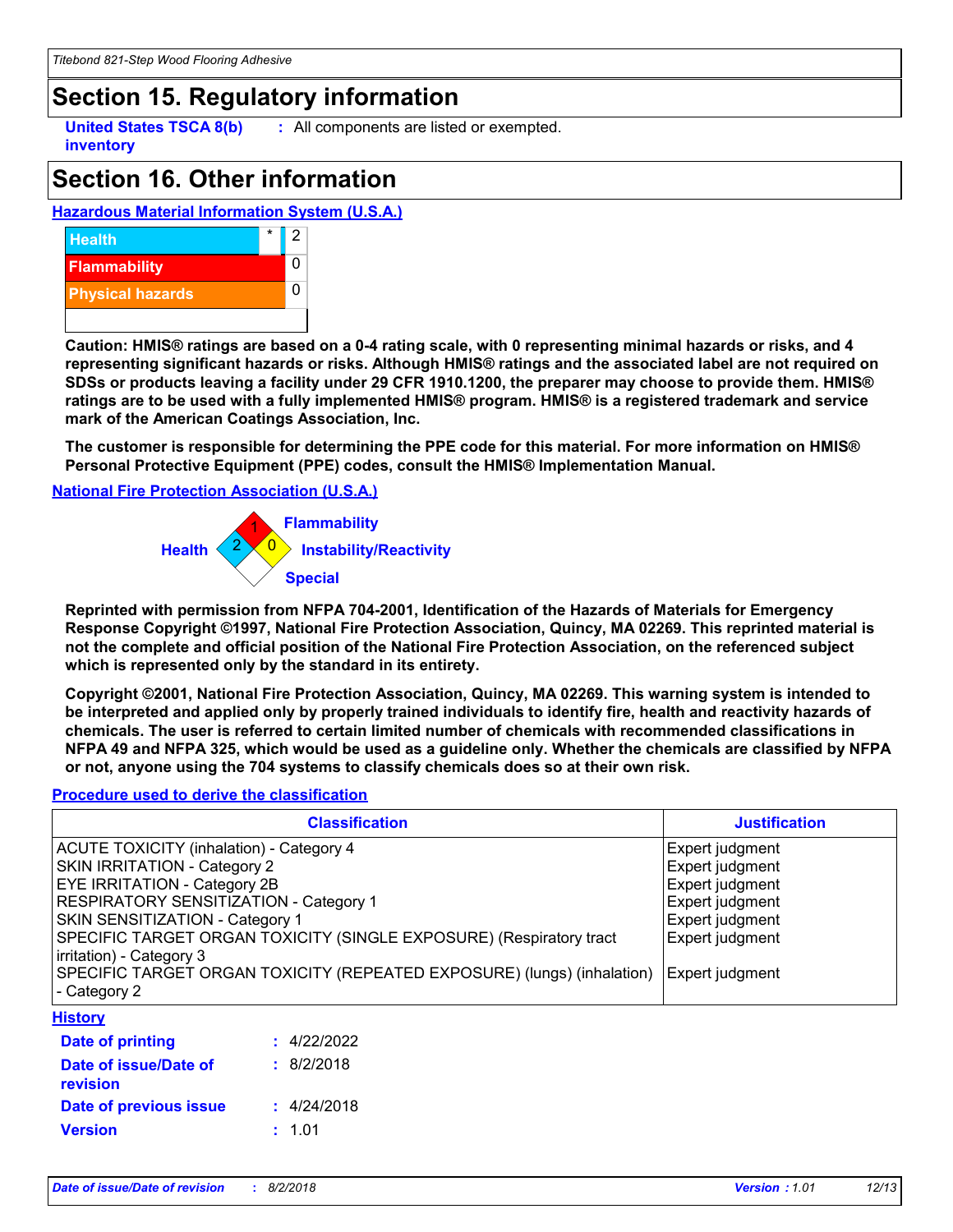# Section 15. Regulatory information

**United States TSCA 8(b) inventory** : All components are listed or exempted.

# Section 16. Other information

### Hazardous Material Information System (U.S.A.)

| | | |
|---|---|---|
| Health | * | 2 |
| Flammability | | 0 |
| Physical hazards | | 0 |

**Caution: HMIS® ratings are based on a 0-4 rating scale, with 0 representing minimal hazards or risks, and 4 representing significant hazards or risks. Although HMIS® ratings and the associated label are not required on SDSs or products leaving a facility under 29 CFR 1910.1200, the preparer may choose to provide them. HMIS® ratings are to be used with a fully implemented HMIS® program. HMIS® is a registered trademark and service mark of the American Coatings Association, Inc.**

**The customer is responsible for determining the PPE code for this material. For more information on HMIS® Personal Protective Equipment (PPE) codes, consult the HMIS® Implementation Manual.**

### National Fire Protection Association (U.S.A.)

Flammability: 1
Health: 2
Instability/Reactivity: 0
Special

**Reprinted with permission from NFPA 704-2001, Identification of the Hazards of Materials for Emergency Response Copyright ©1997, National Fire Protection Association, Quincy, MA 02269. This reprinted material is not the complete and official position of the National Fire Protection Association, on the referenced subject which is represented only by the standard in its entirety.**

**Copyright ©2001, National Fire Protection Association, Quincy, MA 02269. This warning system is intended to be interpreted and applied only by properly trained individuals to identify fire, health and reactivity hazards of chemicals. The user is referred to certain limited number of chemicals with recommended classifications in NFPA 49 and NFPA 325, which would be used as a guideline only. Whether the chemicals are classified by NFPA or not, anyone using the 704 systems to classify chemicals does so at their own risk.**

### Procedure used to derive the classification

| Classification | Justification |
|---|---|
| ACUTE TOXICITY (inhalation) - Category 4 | Expert judgment |
| SKIN IRRITATION - Category 2 | Expert judgment |
| EYE IRRITATION - Category 2B | Expert judgment |
| RESPIRATORY SENSITIZATION - Category 1 | Expert judgment |
| SKIN SENSITIZATION - Category 1 | Expert judgment |
| SPECIFIC TARGET ORGAN TOXICITY (SINGLE EXPOSURE) (Respiratory tract irritation) - Category 3 | Expert judgment |
| SPECIFIC TARGET ORGAN TOXICITY (REPEATED EXPOSURE) (lungs) (inhalation) - Category 2 | Expert judgment |

### History

**Date of printing** : 4/22/2022

**Date of issue/Date of revision** : 8/2/2018

**Date of previous issue** : 4/24/2018

**Version** : 1.01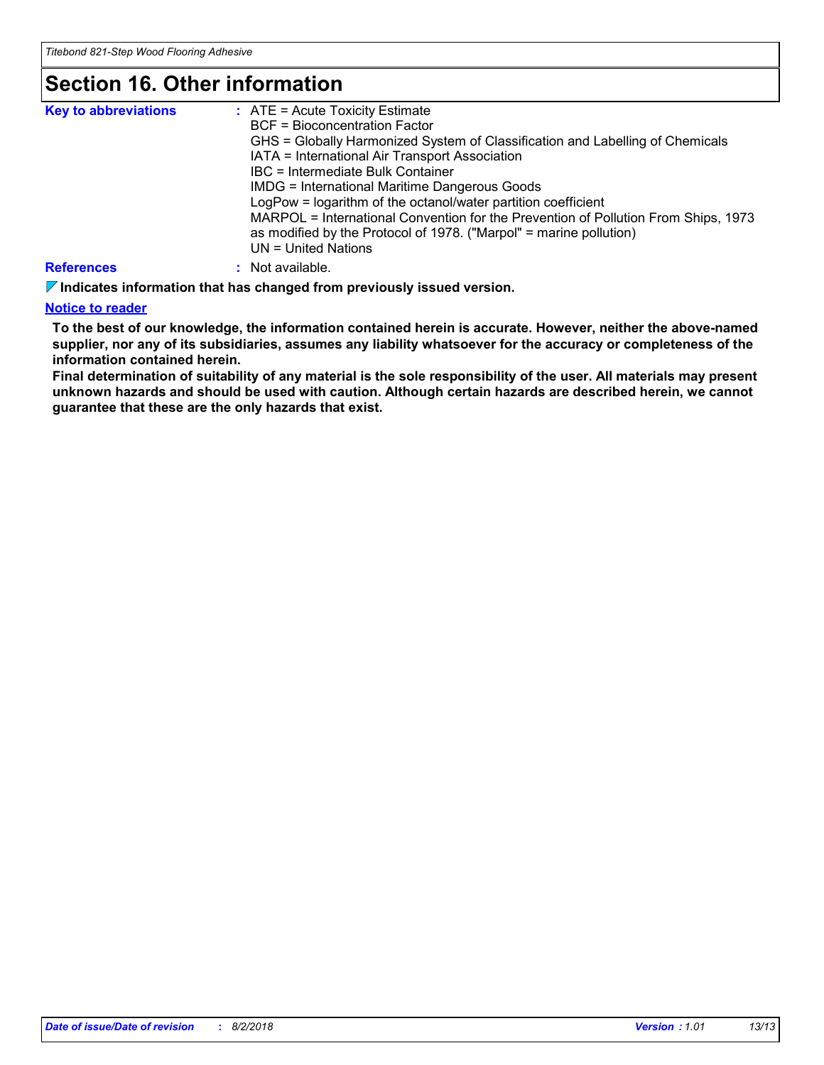## Section 16. Other information

**Key to abbreviations** : ATE = Acute Toxicity Estimate
BCF = Bioconcentration Factor
GHS = Globally Harmonized System of Classification and Labelling of Chemicals
IATA = International Air Transport Association
IBC = Intermediate Bulk Container
IMDG = International Maritime Dangerous Goods
LogPow = logarithm of the octanol/water partition coefficient
MARPOL = International Convention for the Prevention of Pollution From Ships, 1973 as modified by the Protocol of 1978. ("Marpol" = marine pollution)
UN = United Nations

**References** : Not available.

**Indicates information that has changed from previously issued version.**

**Notice to reader**

**To the best of our knowledge, the information contained herein is accurate. However, neither the above-named supplier, nor any of its subsidiaries, assumes any liability whatsoever for the accuracy or completeness of the information contained herein.**

**Final determination of suitability of any material is the sole responsibility of the user. All materials may present unknown hazards and should be used with caution. Although certain hazards are described herein, we cannot guarantee that these are the only hazards that exist.**